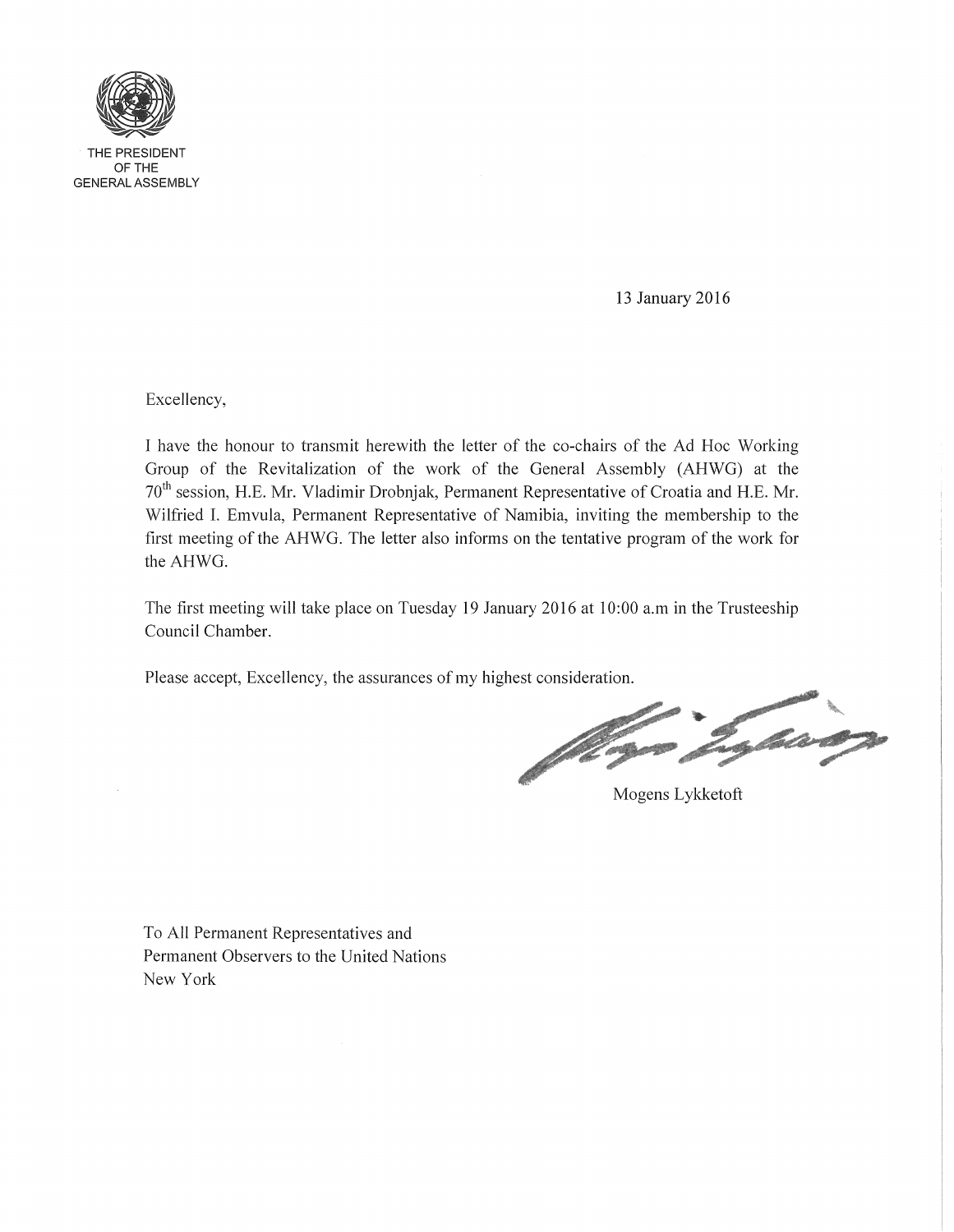THE PRESIDENT
OF THE
GENERAL ASSEMBLY

13 January 2016

Excellency,

I have the honour to transmit herewith the letter of the co-chairs of the Ad Hoc Working Group of the Revitalization of the work of the General Assembly (AHWG) at the 70th session, H.E. Mr. Vladimir Drobnjak, Permanent Representative of Croatia and H.E. Mr. Wilfried I. Emvula, Permanent Representative of Namibia, inviting the membership to the first meeting of the AHWG. The letter also informs on the tentative program of the work for the AHWG.

The first meeting will take place on Tuesday 19 January 2016 at 10:00 a.m in the Trusteeship Council Chamber.

Please accept, Excellency, the assurances of my highest consideration.

Mogens Lykketoft

To All Permanent Representatives and
Permanent Observers to the United Nations
New York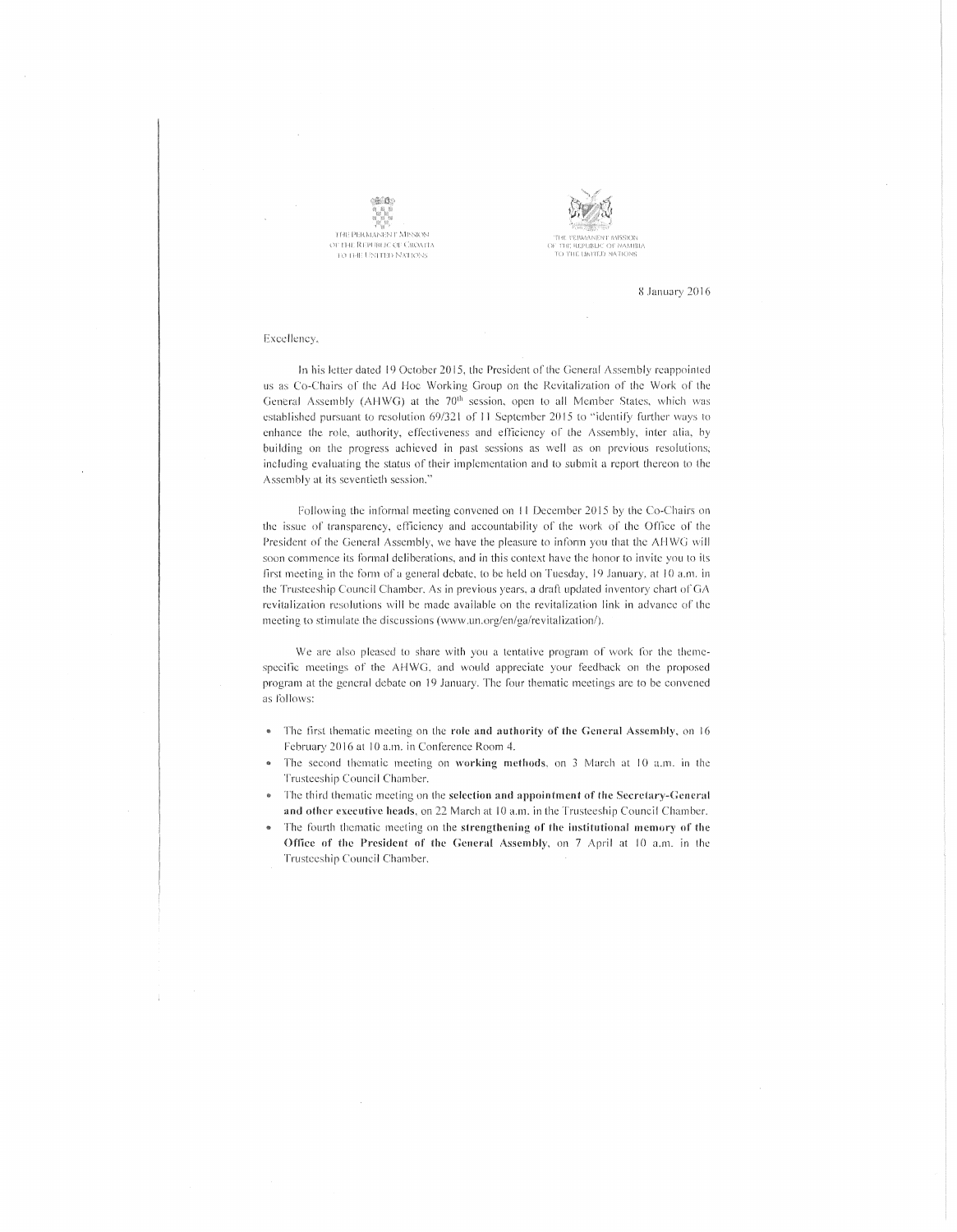THE PERMANENT MISSION OF THE REPUBLIC OF CROATIA TO THE UNITED NATIONS

THE PERMANENT MISSION OF THE REPUBLIC OF NAMIBIA TO THE UNITED NATIONS

8 January 2016

Excellency,

In his letter dated 19 October 2015, the President of the General Assembly reappointed us as Co-Chairs of the Ad Hoc Working Group on the Revitalization of the Work of the General Assembly (AHWG) at the 70th session, open to all Member States, which was established pursuant to resolution 69/321 of 11 September 2015 to "identify further ways to enhance the role, authority, effectiveness and efficiency of the Assembly, inter alia, by building on the progress achieved in past sessions as well as on previous resolutions, including evaluating the status of their implementation and to submit a report thereon to the Assembly at its seventieth session."

Following the informal meeting convened on 11 December 2015 by the Co-Chairs on the issue of transparency, efficiency and accountability of the work of the Office of the President of the General Assembly, we have the pleasure to inform you that the AHWG will soon commence its formal deliberations, and in this context have the honor to invite you to its first meeting in the form of a general debate, to be held on Tuesday, 19 January, at 10 a.m. in the Trusteeship Council Chamber. As in previous years, a draft updated inventory chart of GA revitalization resolutions will be made available on the revitalization link in advance of the meeting to stimulate the discussions (www.un.org/en/ga/revitalization/).

We are also pleased to share with you a tentative program of work for the theme-specific meetings of the AHWG, and would appreciate your feedback on the proposed program at the general debate on 19 January. The four thematic meetings are to be convened as follows:

- The first thematic meeting on the **role and authority of the General Assembly**, on 16 February 2016 at 10 a.m. in Conference Room 4.
- The second thematic meeting on **working methods**, on 3 March at 10 a.m. in the Trusteeship Council Chamber.
- The third thematic meeting on the **selection and appointment of the Secretary-General and other executive heads**, on 22 March at 10 a.m. in the Trusteeship Council Chamber.
- The fourth thematic meeting on the **strengthening of the institutional memory of the Office of the President of the General Assembly**, on 7 April at 10 a.m. in the Trusteeship Council Chamber.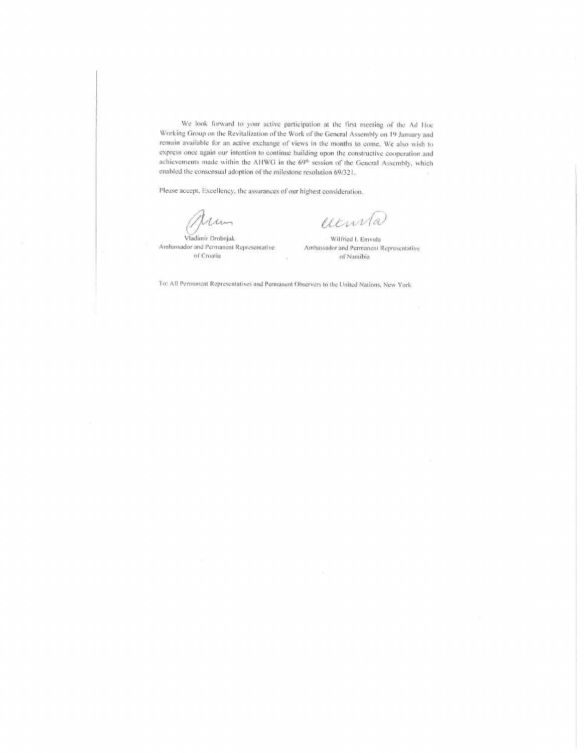We look forward to your active participation at the first meeting of the Ad Hoc Working Group on the Revitalization of the Work of the General Assembly on 19 January and remain available for an active exchange of views in the months to come. We also wish to express once again our intention to continue building upon the constructive cooperation and achievements made within the AHWG in the 69th session of the General Assembly, which enabled the consensual adoption of the milestone resolution 69/321.

Please accept, Excellency, the assurances of our highest consideration.

Vladimir Drobnjak
Ambassador and Permanent Representative
of Croatia

Wilfried I. Emvula
Ambassador and Permanent Representative
of Namibia

To: All Permanent Representatives and Permanent Observers to the United Nations, New York